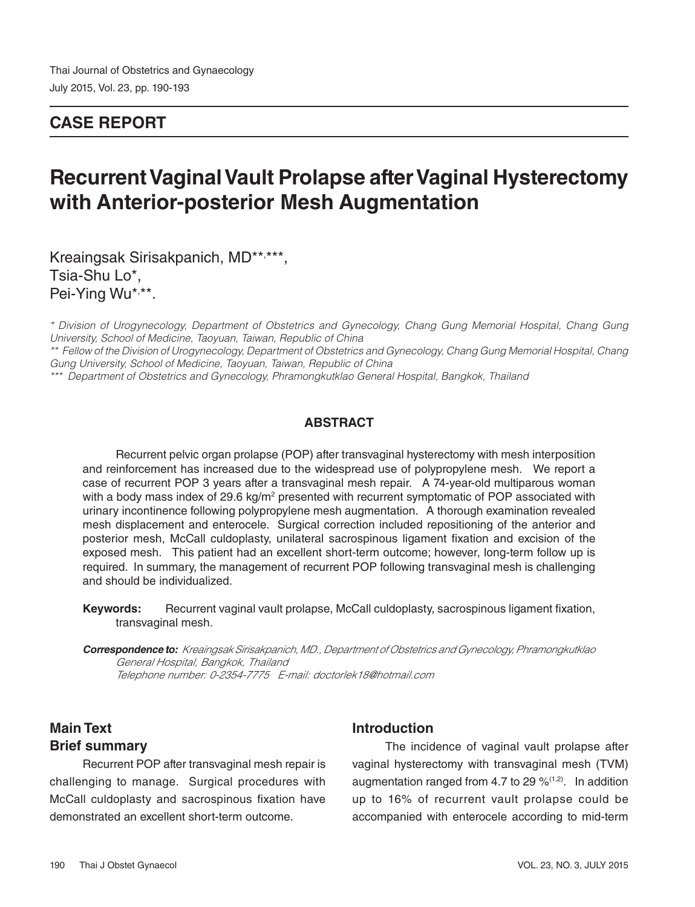## CASE REPORT

# Recurrent Vaginal Vault Prolapse after Vaginal Hysterectomy with Anterior-posterior Mesh Augmentation

Kreaingsak Sirisakpanich, MD[**,***],
Tsia-Shu Lo[*],
Pei-Ying Wu[*,**].

*\* Division of Urogynecology, Department of Obstetrics and Gynecology, Chang Gung Memorial Hospital, Chang Gung University, School of Medicine, Taoyuan, Taiwan, Republic of China*
*\*\* Fellow of the Division of Urogynecology, Department of Obstetrics and Gynecology, Chang Gung Memorial Hospital, Chang Gung University, School of Medicine, Taoyuan, Taiwan, Republic of China*
*\*\*\* Department of Obstetrics and Gynecology, Phramongkutklao General Hospital, Bangkok, Thailand*

### ABSTRACT

Recurrent pelvic organ prolapse (POP) after transvaginal hysterectomy with mesh interposition and reinforcement has increased due to the widespread use of polypropylene mesh. We report a case of recurrent POP 3 years after a transvaginal mesh repair. A 74-year-old multiparous woman with a body mass index of 29.6 kg/m$^2$ presented with recurrent symptomatic of POP associated with urinary incontinence following polypropylene mesh augmentation. A thorough examination revealed mesh displacement and enterocele. Surgical correction included repositioning of the anterior and posterior mesh, McCall culdoplasty, unilateral sacrospinous ligament fixation and excision of the exposed mesh. This patient had an excellent short-term outcome; however, long-term follow up is required. In summary, the management of recurrent POP following transvaginal mesh is challenging and should be individualized.

**Keywords:** Recurrent vaginal vault prolapse, McCall culdoplasty, sacrospinous ligament fixation, transvaginal mesh.

***Correspondence to:*** *Kreaingsak Sirisakpanich, MD., Department of Obstetrics and Gynecology, Phramongkutklao General Hospital, Bangkok, Thailand*
*Telephone number: 0-2354-7775 E-mail: doctorlek18@hotmail.com*

## Main Text

### Brief summary

Recurrent POP after transvaginal mesh repair is challenging to manage. Surgical procedures with McCall culdoplasty and sacrospinous fixation have demonstrated an excellent short-term outcome.

### Introduction

The incidence of vaginal vault prolapse after vaginal hysterectomy with transvaginal mesh (TVM) augmentation ranged from 4.7 to 29 %[1,2]. In addition up to 16% of recurrent vault prolapse could be accompanied with enterocele according to mid-term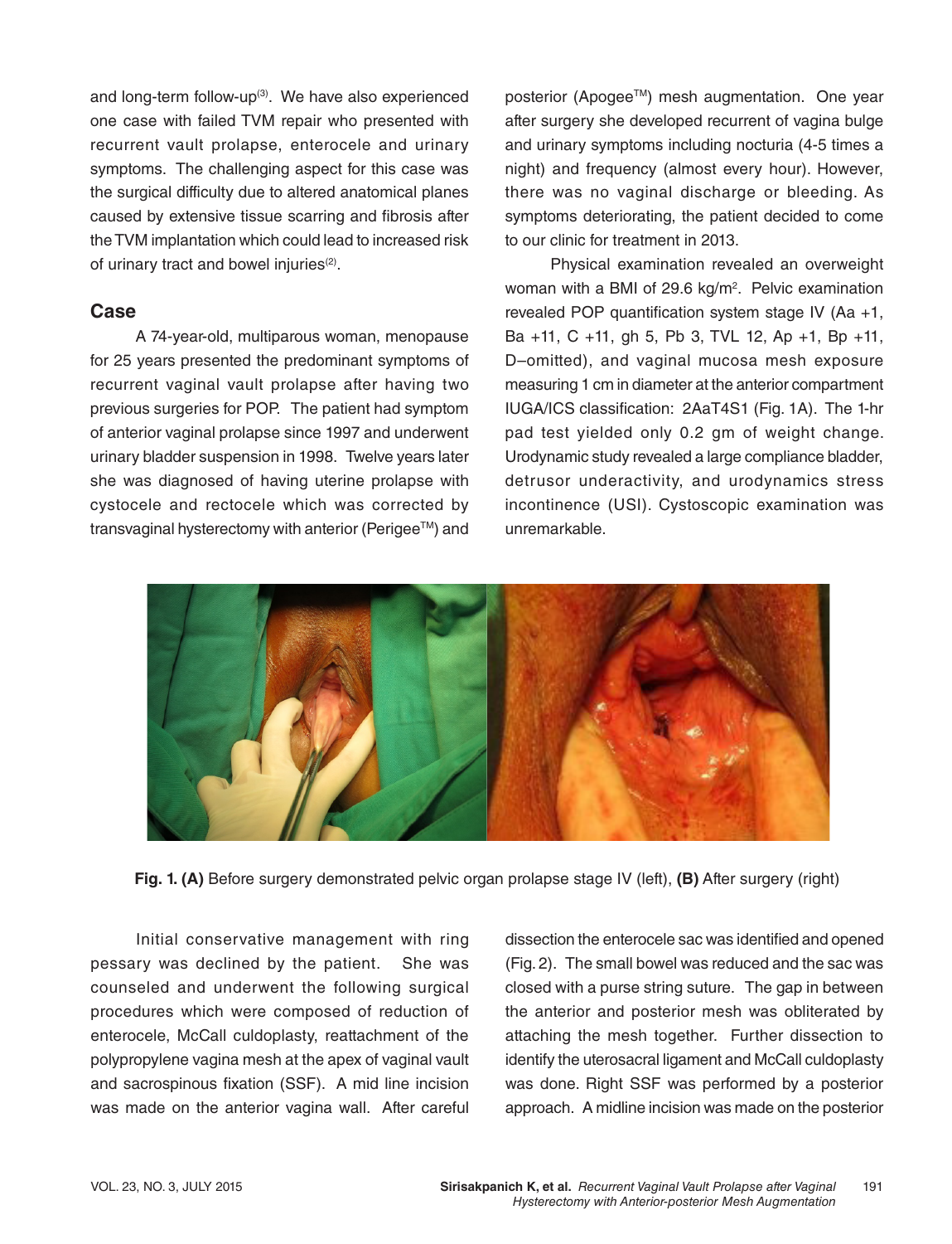and long-term follow-up[3]. We have also experienced one case with failed TVM repair who presented with recurrent vault prolapse, enterocele and urinary symptoms. The challenging aspect for this case was the surgical difficulty due to altered anatomical planes caused by extensive tissue scarring and fibrosis after the TVM implantation which could lead to increased risk of urinary tract and bowel injuries[2].

## Case

A 74-year-old, multiparous woman, menopause for 25 years presented the predominant symptoms of recurrent vaginal vault prolapse after having two previous surgeries for POP. The patient had symptom of anterior vaginal prolapse since 1997 and underwent urinary bladder suspension in 1998. Twelve years later she was diagnosed of having uterine prolapse with cystocele and rectocele which was corrected by transvaginal hysterectomy with anterior (Perigee™) and posterior (Apogee™) mesh augmentation. One year after surgery she developed recurrent of vagina bulge and urinary symptoms including nocturia (4-5 times a night) and frequency (almost every hour). However, there was no vaginal discharge or bleeding. As symptoms deteriorating, the patient decided to come to our clinic for treatment in 2013.

Physical examination revealed an overweight woman with a BMI of 29.6 kg/m$^2$. Pelvic examination revealed POP quantification system stage IV (Aa +1, Ba +11, C +11, gh 5, Pb 3, TVL 12, Ap +1, Bp +11, D–omitted), and vaginal mucosa mesh exposure measuring 1 cm in diameter at the anterior compartment IUGA/ICS classification: 2AaT4S1 (Fig. 1A). The 1-hr pad test yielded only 0.2 gm of weight change. Urodynamic study revealed a large compliance bladder, detrusor underactivity, and urodynamics stress incontinence (USI). Cystoscopic examination was unremarkable.

**Fig. 1. (A)** Before surgery demonstrated pelvic organ prolapse stage IV (left), **(B)** After surgery (right)

Initial conservative management with ring pessary was declined by the patient. She was counseled and underwent the following surgical procedures which were composed of reduction of enterocele, McCall culdoplasty, reattachment of the polypropylene vagina mesh at the apex of vaginal vault and sacrospinous fixation (SSF). A mid line incision was made on the anterior vagina wall. After careful dissection the enterocele sac was identified and opened (Fig. 2). The small bowel was reduced and the sac was closed with a purse string suture. The gap in between the anterior and posterior mesh was obliterated by attaching the mesh together. Further dissection to identify the uterosacral ligament and McCall culdoplasty was done. Right SSF was performed by a posterior approach. A midline incision was made on the posterior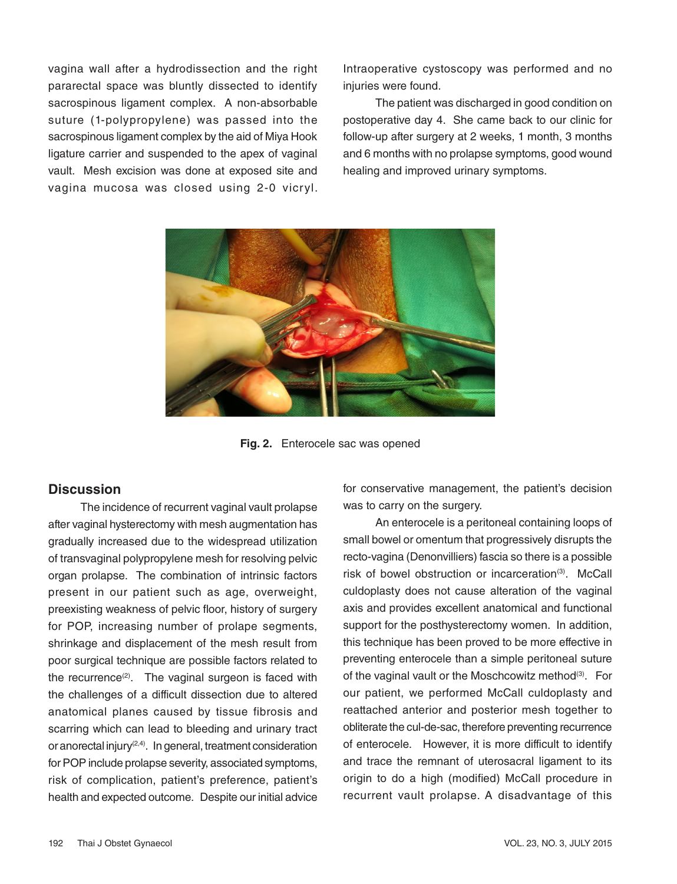vagina wall after a hydrodissection and the right pararectal space was bluntly dissected to identify sacrospinous ligament complex. A non-absorbable suture (1-polypropylene) was passed into the sacrospinous ligament complex by the aid of Miya Hook ligature carrier and suspended to the apex of vaginal vault. Mesh excision was done at exposed site and vagina mucosa was closed using 2-0 vicryl. Intraoperative cystoscopy was performed and no injuries were found.

The patient was discharged in good condition on postoperative day 4. She came back to our clinic for follow-up after surgery at 2 weeks, 1 month, 3 months and 6 months with no prolapse symptoms, good wound healing and improved urinary symptoms.

**Fig. 2.** Enterocele sac was opened

## Discussion

The incidence of recurrent vaginal vault prolapse after vaginal hysterectomy with mesh augmentation has gradually increased due to the widespread utilization of transvaginal polypropylene mesh for resolving pelvic organ prolapse. The combination of intrinsic factors present in our patient such as age, overweight, preexisting weakness of pelvic floor, history of surgery for POP, increasing number of prolape segments, shrinkage and displacement of the mesh result from poor surgical technique are possible factors related to the recurrence[2]. The vaginal surgeon is faced with the challenges of a difficult dissection due to altered anatomical planes caused by tissue fibrosis and scarring which can lead to bleeding and urinary tract or anorectal injury[2,4]. In general, treatment consideration for POP include prolapse severity, associated symptoms, risk of complication, patient's preference, patient's health and expected outcome. Despite our initial advice for conservative management, the patient's decision was to carry on the surgery.

An enterocele is a peritoneal containing loops of small bowel or omentum that progressively disrupts the recto-vagina (Denonvilliers) fascia so there is a possible risk of bowel obstruction or incarceration[3]. McCall culdoplasty does not cause alteration of the vaginal axis and provides excellent anatomical and functional support for the posthysterectomy women. In addition, this technique has been proved to be more effective in preventing enterocele than a simple peritoneal suture of the vaginal vault or the Moschcowitz method[3]. For our patient, we performed McCall culdoplasty and reattached anterior and posterior mesh together to obliterate the cul-de-sac, therefore preventing recurrence of enterocele. However, it is more difficult to identify and trace the remnant of uterosacral ligament to its origin to do a high (modified) McCall procedure in recurrent vault prolapse. A disadvantage of this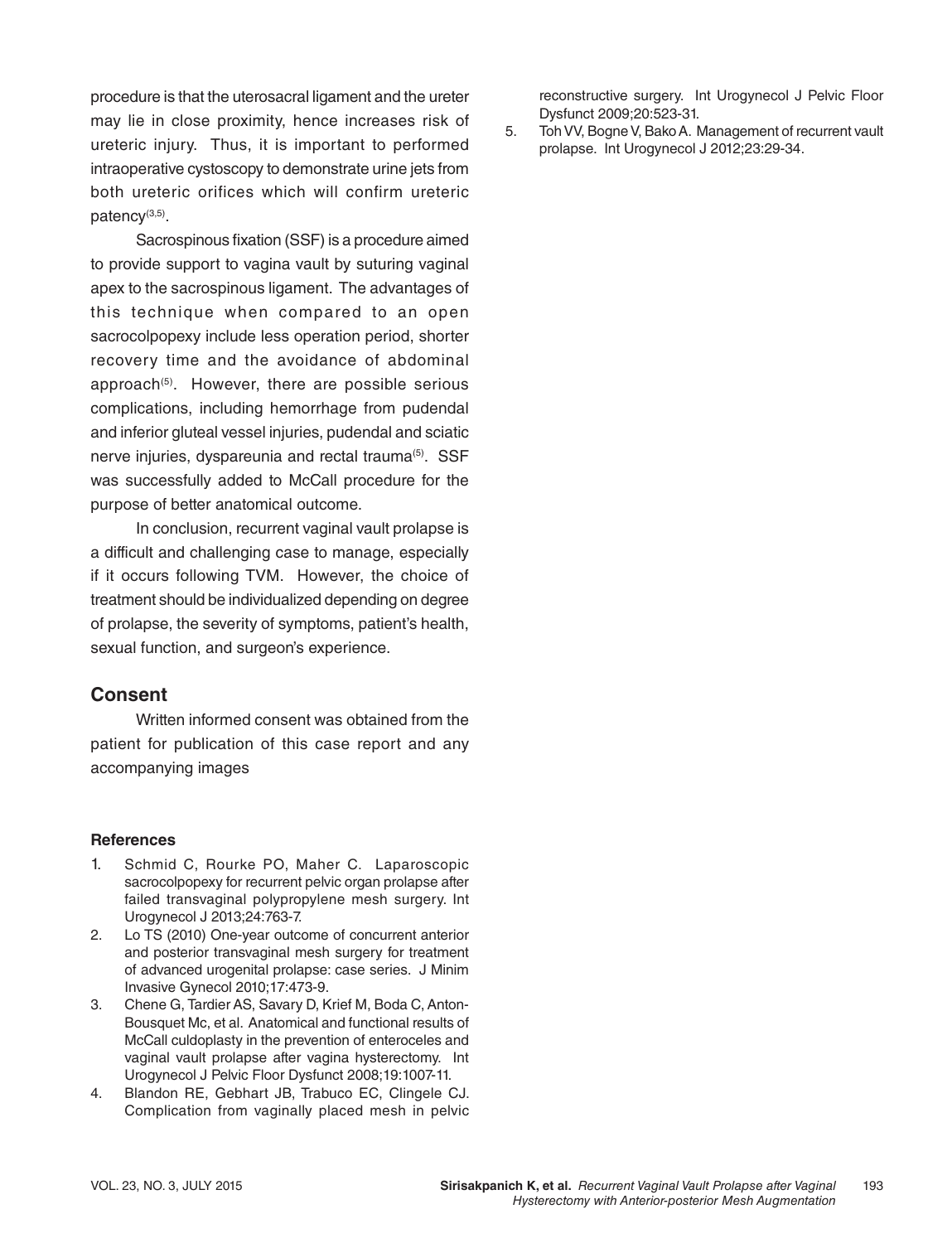procedure is that the uterosacral ligament and the ureter may lie in close proximity, hence increases risk of ureteric injury. Thus, it is important to performed intraoperative cystoscopy to demonstrate urine jets from both ureteric orifices which will confirm ureteric patency[3,5].

Sacrospinous fixation (SSF) is a procedure aimed to provide support to vagina vault by suturing vaginal apex to the sacrospinous ligament. The advantages of this technique when compared to an open sacrocolpopexy include less operation period, shorter recovery time and the avoidance of abdominal approach[5]. However, there are possible serious complications, including hemorrhage from pudendal and inferior gluteal vessel injuries, pudendal and sciatic nerve injuries, dyspareunia and rectal trauma[5]. SSF was successfully added to McCall procedure for the purpose of better anatomical outcome.

In conclusion, recurrent vaginal vault prolapse is a difficult and challenging case to manage, especially if it occurs following TVM. However, the choice of treatment should be individualized depending on degree of prolapse, the severity of symptoms, patient's health, sexual function, and surgeon's experience.

## Consent

Written informed consent was obtained from the patient for publication of this case report and any accompanying images

### References

1. Schmid C, Rourke PO, Maher C. Laparoscopic sacrocolpopexy for recurrent pelvic organ prolapse after failed transvaginal polypropylene mesh surgery. Int Urogynecol J 2013;24:763-7.
2. Lo TS (2010) One-year outcome of concurrent anterior and posterior transvaginal mesh surgery for treatment of advanced urogenital prolapse: case series. J Minim Invasive Gynecol 2010;17:473-9.
3. Chene G, Tardier AS, Savary D, Krief M, Boda C, Anton-Bousquet Mc, et al. Anatomical and functional results of McCall culdoplasty in the prevention of enteroceles and vaginal vault prolapse after vagina hysterectomy. Int Urogynecol J Pelvic Floor Dysfunct 2008;19:1007-11.
4. Blandon RE, Gebhart JB, Trabuco EC, Clingele CJ. Complication from vaginally placed mesh in pelvic reconstructive surgery. Int Urogynecol J Pelvic Floor Dysfunct 2009;20:523-31.
5. Toh VV, Bogne V, Bako A. Management of recurrent vault prolapse. Int Urogynecol J 2012;23:29-34.